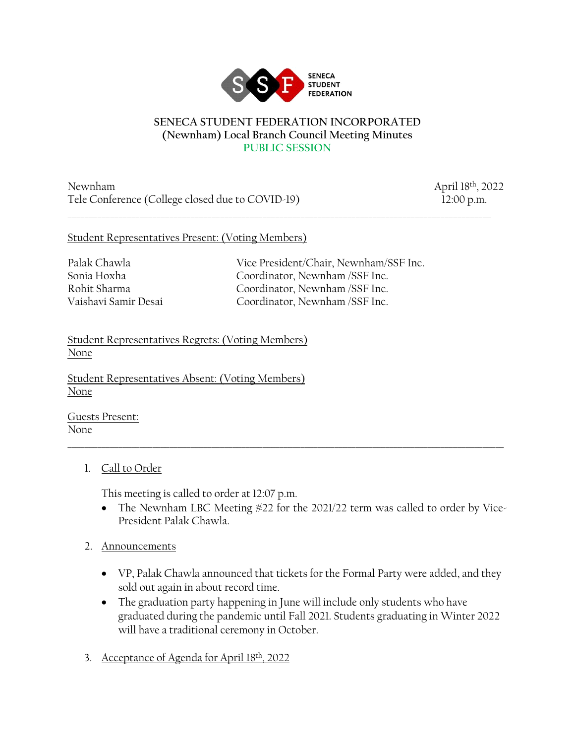SENECA STUDENT FEDERATION

# SENECA STUDENT FEDERATION INCORPORATED
## (Newnham) Local Branch Council Meeting Minutes
### PUBLIC SESSION

Newnham
Tele Conference (College closed due to COVID-19)

April 18th, 2022
12:00 p.m.

---

Student Representatives Present: (Voting Members)

| | |
|---|---|
| Palak Chawla | Vice President/Chair, Newnham/SSF Inc. |
| Sonia Hoxha | Coordinator, Newnham /SSF Inc. |
| Rohit Sharma | Coordinator, Newnham /SSF Inc. |
| Vaishavi Samir Desai | Coordinator, Newnham /SSF Inc. |

Student Representatives Regrets: (Voting Members)
None

Student Representatives Absent: (Voting Members)
None

Guests Present:
None

---

1. Call to Order

   This meeting is called to order at 12:07 p.m.
   - The Newnham LBC Meeting #22 for the 2021/22 term was called to order by Vice-President Palak Chawla.

2. Announcements

   - VP, Palak Chawla announced that tickets for the Formal Party were added, and they sold out again in about record time.
   - The graduation party happening in June will include only students who have graduated during the pandemic until Fall 2021. Students graduating in Winter 2022 will have a traditional ceremony in October.

3. Acceptance of Agenda for April 18th, 2022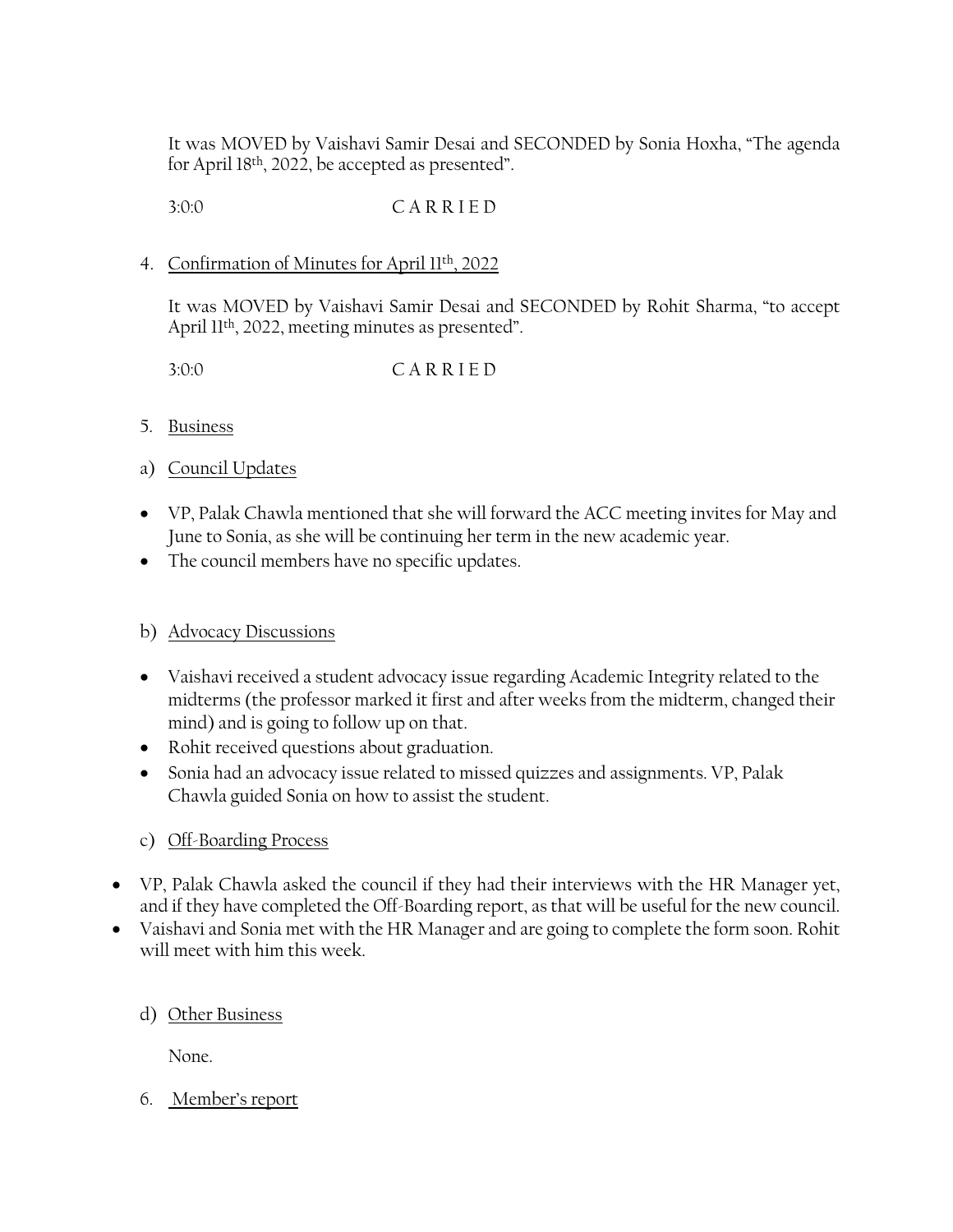It was MOVED by Vaishavi Samir Desai and SECONDED by Sonia Hoxha, "The agenda for April 18th, 2022, be accepted as presented".

3:0:0 C A R R I E D

4. Confirmation of Minutes for April 11th, 2022

It was MOVED by Vaishavi Samir Desai and SECONDED by Rohit Sharma, "to accept April 11th, 2022, meeting minutes as presented".

3:0:0 C A R R I E D

5. Business

a) Council Updates

- VP, Palak Chawla mentioned that she will forward the ACC meeting invites for May and June to Sonia, as she will be continuing her term in the new academic year.
- The council members have no specific updates.

b) Advocacy Discussions

- Vaishavi received a student advocacy issue regarding Academic Integrity related to the midterms (the professor marked it first and after weeks from the midterm, changed their mind) and is going to follow up on that.
- Rohit received questions about graduation.
- Sonia had an advocacy issue related to missed quizzes and assignments. VP, Palak Chawla guided Sonia on how to assist the student.

c) Off-Boarding Process

- VP, Palak Chawla asked the council if they had their interviews with the HR Manager yet, and if they have completed the Off-Boarding report, as that will be useful for the new council.
- Vaishavi and Sonia met with the HR Manager and are going to complete the form soon. Rohit will meet with him this week.

d) Other Business

None.

6. Member's report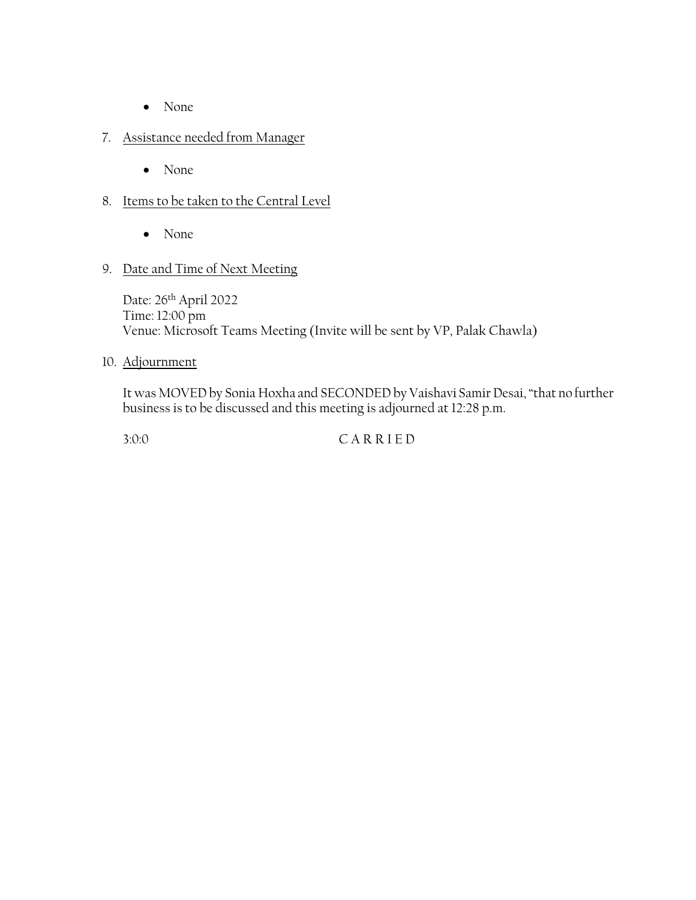- None

7. Assistance needed from Manager

   - None

8. Items to be taken to the Central Level

   - None

9. Date and Time of Next Meeting

   Date: 26th April 2022
   Time: 12:00 pm
   Venue: Microsoft Teams Meeting (Invite will be sent by VP, Palak Chawla)

10. Adjournment

    It was MOVED by Sonia Hoxha and SECONDED by Vaishavi Samir Desai, "that no further business is to be discussed and this meeting is adjourned at 12:28 p.m.

    3:0:0 C A R R I E D